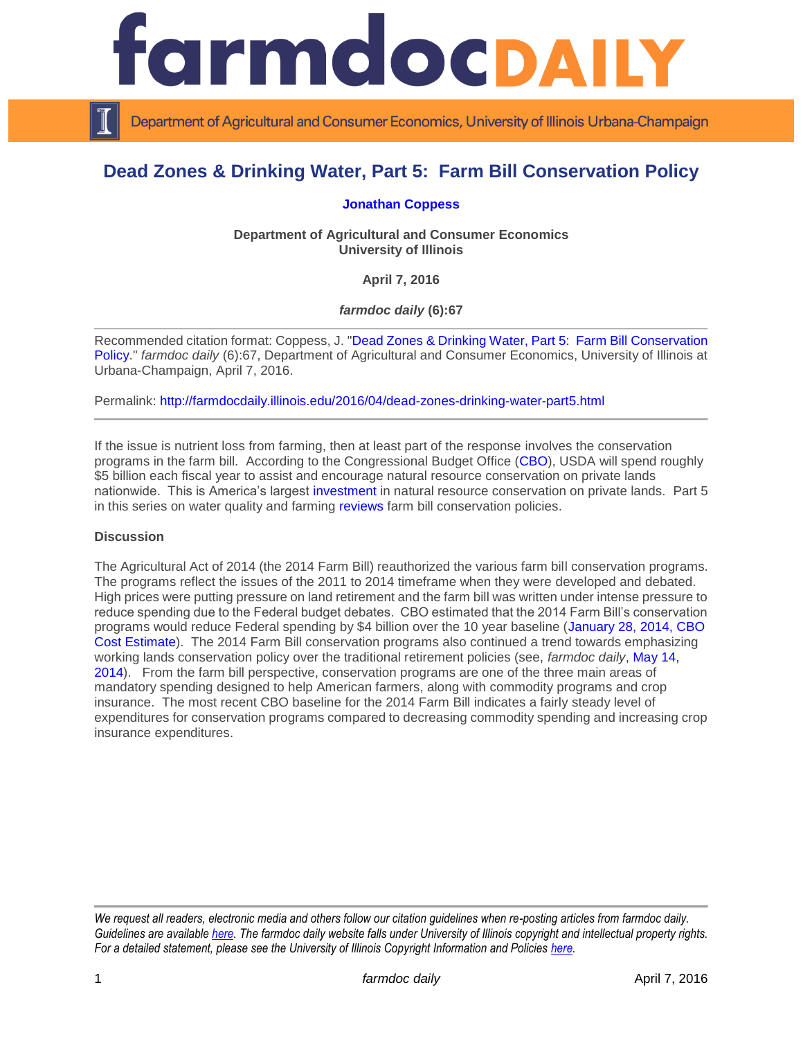# farmdoc DAILY

Department of Agricultural and Consumer Economics, University of Illinois Urbana-Champaign

## Dead Zones & Drinking Water, Part 5: Farm Bill Conservation Policy

**Jonathan Coppess**

**Department of Agricultural and Consumer Economics**
**University of Illinois**

**April 7, 2016**

***farmdoc daily* (6):67**

---

Recommended citation format: Coppess, J. "Dead Zones & Drinking Water, Part 5: Farm Bill Conservation Policy." *farmdoc daily* (6):67, Department of Agricultural and Consumer Economics, University of Illinois at Urbana-Champaign, April 7, 2016.

Permalink: http://farmdocdaily.illinois.edu/2016/04/dead-zones-drinking-water-part5.html

---

If the issue is nutrient loss from farming, then at least part of the response involves the conservation programs in the farm bill. According to the Congressional Budget Office (CBO), USDA will spend roughly $5 billion each fiscal year to assist and encourage natural resource conservation on private lands nationwide. This is America's largest investment in natural resource conservation on private lands. Part 5 in this series on water quality and farming reviews farm bill conservation policies.

**Discussion**

The Agricultural Act of 2014 (the 2014 Farm Bill) reauthorized the various farm bill conservation programs. The programs reflect the issues of the 2011 to 2014 timeframe when they were developed and debated. High prices were putting pressure on land retirement and the farm bill was written under intense pressure to reduce spending due to the Federal budget debates. CBO estimated that the 2014 Farm Bill's conservation programs would reduce Federal spending by $4 billion over the 10 year baseline (January 28, 2014, CBO Cost Estimate). The 2014 Farm Bill conservation programs also continued a trend towards emphasizing working lands conservation policy over the traditional retirement policies (see, *farmdoc daily*, May 14, 2014). From the farm bill perspective, conservation programs are one of the three main areas of mandatory spending designed to help American farmers, along with commodity programs and crop insurance. The most recent CBO baseline for the 2014 Farm Bill indicates a fairly steady level of expenditures for conservation programs compared to decreasing commodity spending and increasing crop insurance expenditures.

---

*We request all readers, electronic media and others follow our citation guidelines when re-posting articles from farmdoc daily. Guidelines are available here. The farmdoc daily website falls under University of Illinois copyright and intellectual property rights. For a detailed statement, please see the University of Illinois Copyright Information and Policies here.*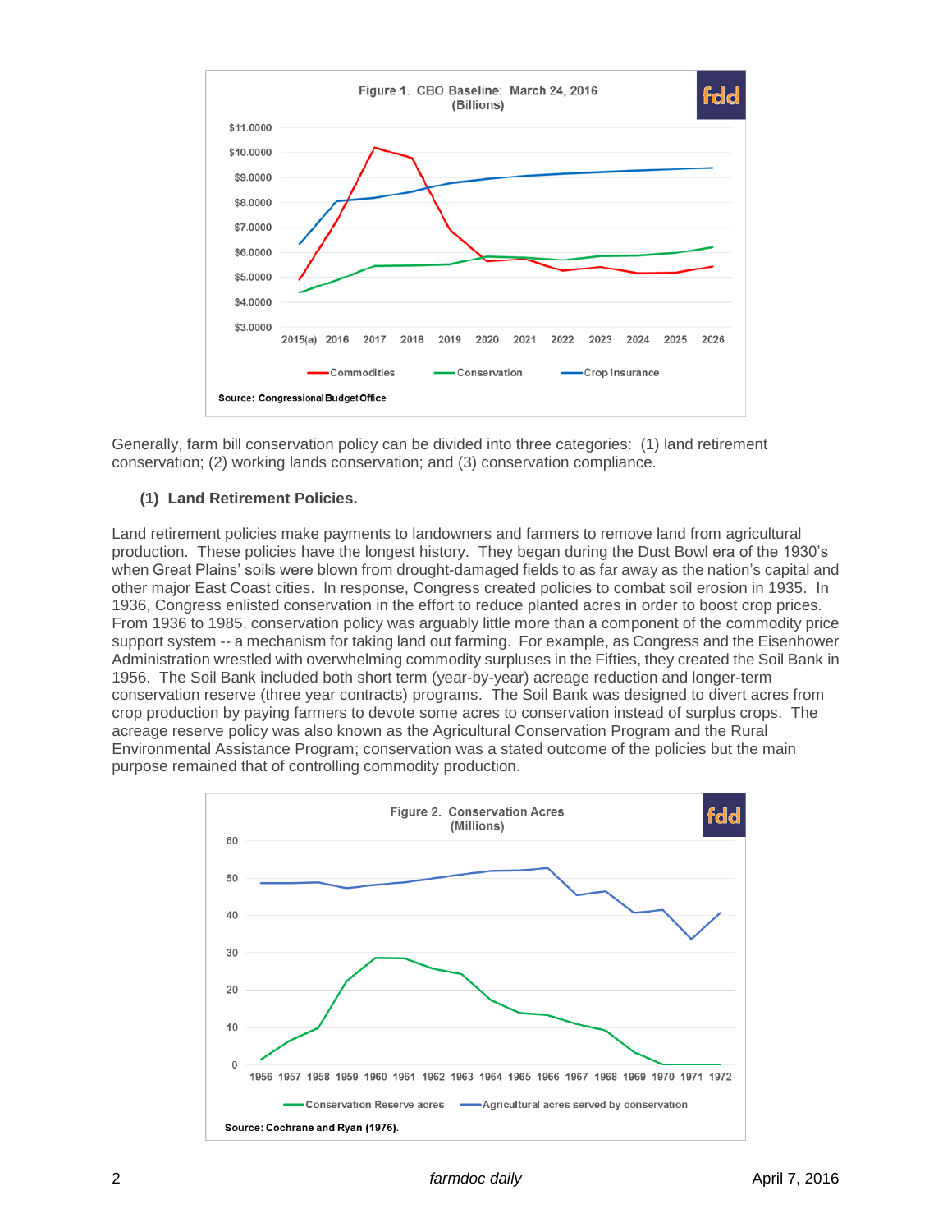Figure 1. CBO Baseline: March 24, 2016 (Billions)

Source: Congressional Budget Office

Generally, farm bill conservation policy can be divided into three categories: (1) land retirement conservation; (2) working lands conservation; and (3) conservation compliance.

### (1) Land Retirement Policies.

Land retirement policies make payments to landowners and farmers to remove land from agricultural production. These policies have the longest history. They began during the Dust Bowl era of the 1930's when Great Plains' soils were blown from drought-damaged fields to as far away as the nation's capital and other major East Coast cities. In response, Congress created policies to combat soil erosion in 1935. In 1936, Congress enlisted conservation in the effort to reduce planted acres in order to boost crop prices. From 1936 to 1985, conservation policy was arguably little more than a component of the commodity price support system -- a mechanism for taking land out farming. For example, as Congress and the Eisenhower Administration wrestled with overwhelming commodity surpluses in the Fifties, they created the Soil Bank in 1956. The Soil Bank included both short term (year-by-year) acreage reduction and longer-term conservation reserve (three year contracts) programs. The Soil Bank was designed to divert acres from crop production by paying farmers to devote some acres to conservation instead of surplus crops. The acreage reserve policy was also known as the Agricultural Conservation Program and the Rural Environmental Assistance Program; conservation was a stated outcome of the policies but the main purpose remained that of controlling commodity production.

Figure 2. Conservation Acres (Millions)

Source: Cochrane and Ryan (1976).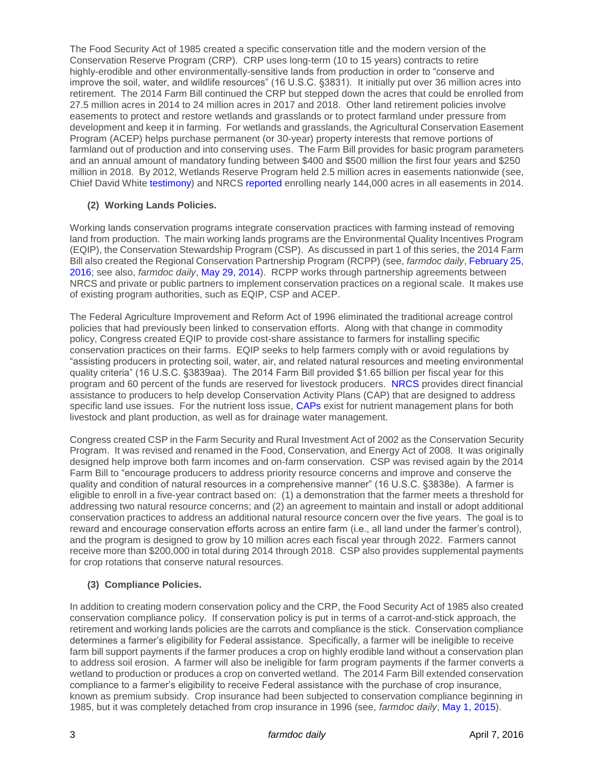The Food Security Act of 1985 created a specific conservation title and the modern version of the Conservation Reserve Program (CRP). CRP uses long-term (10 to 15 years) contracts to retire highly-erodible and other environmentally-sensitive lands from production in order to "conserve and improve the soil, water, and wildlife resources" (16 U.S.C. §3831). It initially put over 36 million acres into retirement. The 2014 Farm Bill continued the CRP but stepped down the acres that could be enrolled from 27.5 million acres in 2014 to 24 million acres in 2017 and 2018. Other land retirement policies involve easements to protect and restore wetlands and grasslands or to protect farmland under pressure from development and keep it in farming. For wetlands and grasslands, the Agricultural Conservation Easement Program (ACEP) helps purchase permanent (or 30-year) property interests that remove portions of farmland out of production and into conserving uses. The Farm Bill provides for basic program parameters and an annual amount of mandatory funding between $400 and $500 million the first four years and $250 million in 2018. By 2012, Wetlands Reserve Program held 2.5 million acres in easements nationwide (see, Chief David White testimony) and NRCS reported enrolling nearly 144,000 acres in all easements in 2014.

### (2) Working Lands Policies.

Working lands conservation programs integrate conservation practices with farming instead of removing land from production. The main working lands programs are the Environmental Quality Incentives Program (EQIP), the Conservation Stewardship Program (CSP). As discussed in part 1 of this series, the 2014 Farm Bill also created the Regional Conservation Partnership Program (RCPP) (see, *farmdoc daily*, February 25, 2016; see also, *farmdoc daily*, May 29, 2014). RCPP works through partnership agreements between NRCS and private or public partners to implement conservation practices on a regional scale. It makes use of existing program authorities, such as EQIP, CSP and ACEP.

The Federal Agriculture Improvement and Reform Act of 1996 eliminated the traditional acreage control policies that had previously been linked to conservation efforts. Along with that change in commodity policy, Congress created EQIP to provide cost-share assistance to farmers for installing specific conservation practices on their farms. EQIP seeks to help farmers comply with or avoid regulations by "assisting producers in protecting soil, water, air, and related natural resources and meeting environmental quality criteria" (16 U.S.C. §3839aa). The 2014 Farm Bill provided $1.65 billion per fiscal year for this program and 60 percent of the funds are reserved for livestock producers. NRCS provides direct financial assistance to producers to help develop Conservation Activity Plans (CAP) that are designed to address specific land use issues. For the nutrient loss issue, CAPs exist for nutrient management plans for both livestock and plant production, as well as for drainage water management.

Congress created CSP in the Farm Security and Rural Investment Act of 2002 as the Conservation Security Program. It was revised and renamed in the Food, Conservation, and Energy Act of 2008. It was originally designed help improve both farm incomes and on-farm conservation. CSP was revised again by the 2014 Farm Bill to "encourage producers to address priority resource concerns and improve and conserve the quality and condition of natural resources in a comprehensive manner" (16 U.S.C. §3838e). A farmer is eligible to enroll in a five-year contract based on: (1) a demonstration that the farmer meets a threshold for addressing two natural resource concerns; and (2) an agreement to maintain and install or adopt additional conservation practices to address an additional natural resource concern over the five years. The goal is to reward and encourage conservation efforts across an entire farm (i.e., all land under the farmer's control), and the program is designed to grow by 10 million acres each fiscal year through 2022. Farmers cannot receive more than $200,000 in total during 2014 through 2018. CSP also provides supplemental payments for crop rotations that conserve natural resources.

### (3) Compliance Policies.

In addition to creating modern conservation policy and the CRP, the Food Security Act of 1985 also created conservation compliance policy. If conservation policy is put in terms of a carrot-and-stick approach, the retirement and working lands policies are the carrots and compliance is the stick. Conservation compliance determines a farmer's eligibility for Federal assistance. Specifically, a farmer will be ineligible to receive farm bill support payments if the farmer produces a crop on highly erodible land without a conservation plan to address soil erosion. A farmer will also be ineligible for farm program payments if the farmer converts a wetland to production or produces a crop on converted wetland. The 2014 Farm Bill extended conservation compliance to a farmer's eligibility to receive Federal assistance with the purchase of crop insurance, known as premium subsidy. Crop insurance had been subjected to conservation compliance beginning in 1985, but it was completely detached from crop insurance in 1996 (see, *farmdoc daily*, May 1, 2015).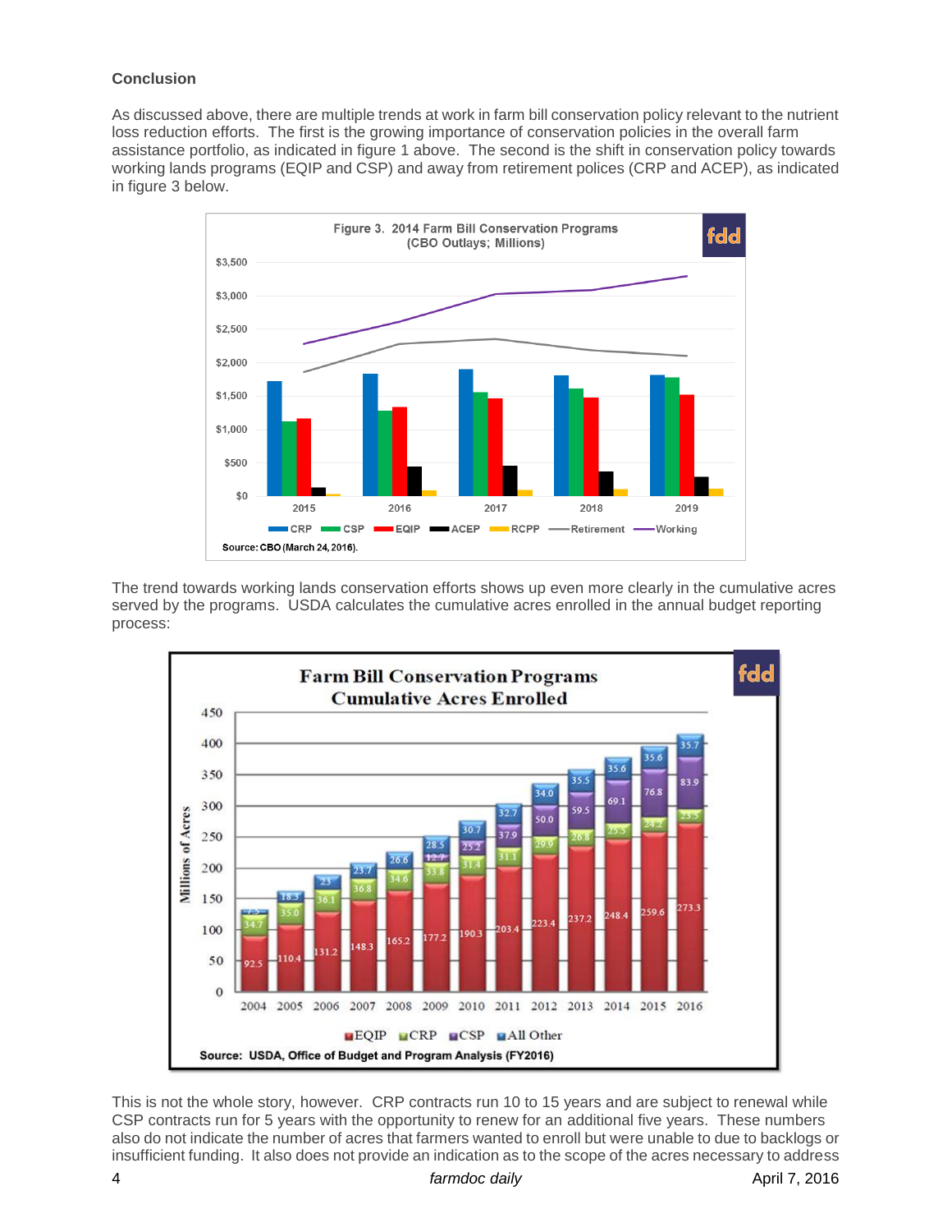**Conclusion**

As discussed above, there are multiple trends at work in farm bill conservation policy relevant to the nutrient loss reduction efforts. The first is the growing importance of conservation policies in the overall farm assistance portfolio, as indicated in figure 1 above. The second is the shift in conservation policy towards working lands programs (EQIP and CSP) and away from retirement polices (CRP and ACEP), as indicated in figure 3 below.

The trend towards working lands conservation efforts shows up even more clearly in the cumulative acres served by the programs. USDA calculates the cumulative acres enrolled in the annual budget reporting process:

This is not the whole story, however. CRP contracts run 10 to 15 years and are subject to renewal while CSP contracts run for 5 years with the opportunity to renew for an additional five years. These numbers also do not indicate the number of acres that farmers wanted to enroll but were unable to due to backlogs or insufficient funding. It also does not provide an indication as to the scope of the acres necessary to address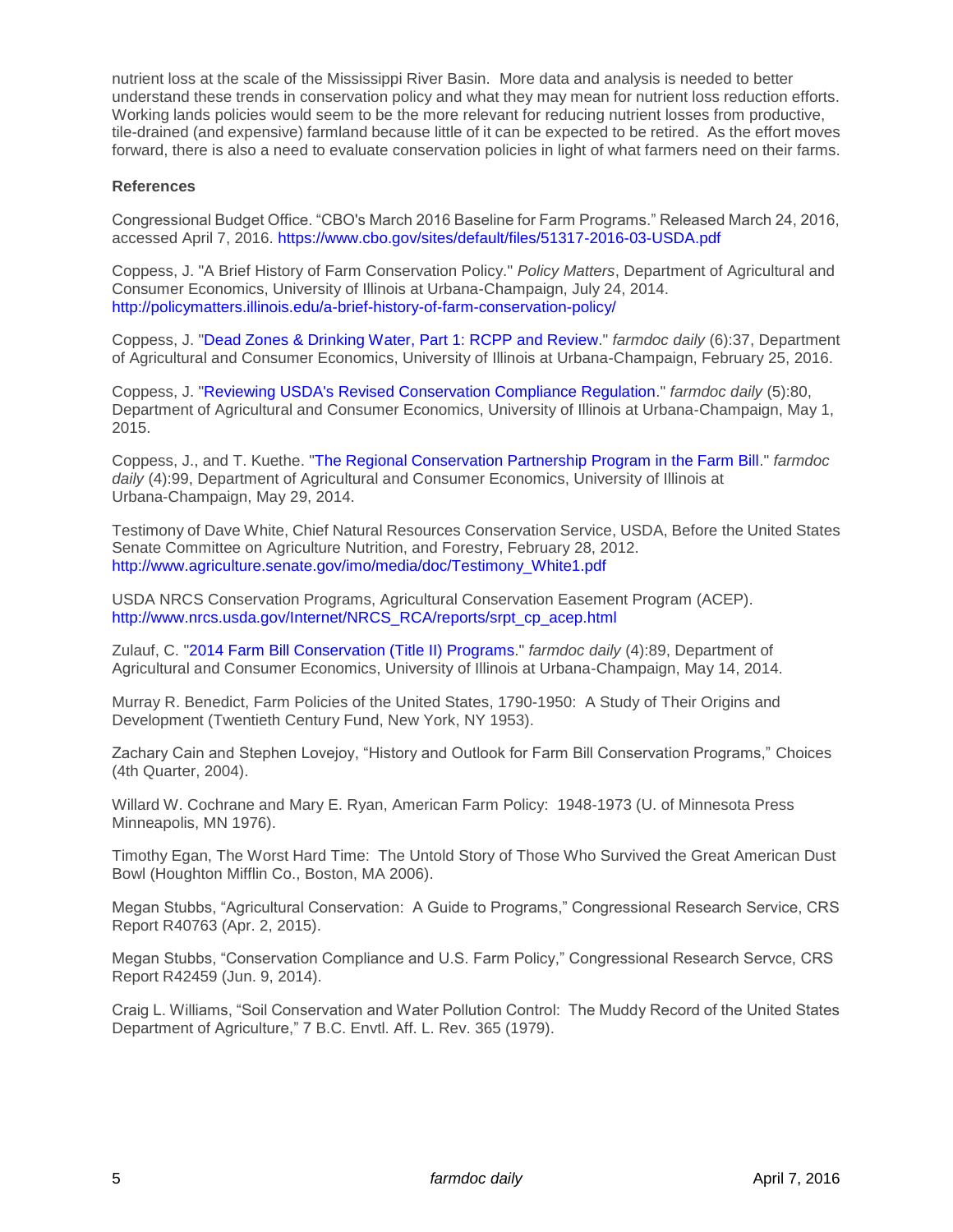nutrient loss at the scale of the Mississippi River Basin. More data and analysis is needed to better understand these trends in conservation policy and what they may mean for nutrient loss reduction efforts. Working lands policies would seem to be the more relevant for reducing nutrient losses from productive, tile-drained (and expensive) farmland because little of it can be expected to be retired. As the effort moves forward, there is also a need to evaluate conservation policies in light of what farmers need on their farms.

**References**

Congressional Budget Office. "CBO's March 2016 Baseline for Farm Programs." Released March 24, 2016, accessed April 7, 2016. https://www.cbo.gov/sites/default/files/51317-2016-03-USDA.pdf

Coppess, J. "A Brief History of Farm Conservation Policy." *Policy Matters*, Department of Agricultural and Consumer Economics, University of Illinois at Urbana-Champaign, July 24, 2014. http://policymatters.illinois.edu/a-brief-history-of-farm-conservation-policy/

Coppess, J. "Dead Zones & Drinking Water, Part 1: RCPP and Review." *farmdoc daily* (6):37, Department of Agricultural and Consumer Economics, University of Illinois at Urbana-Champaign, February 25, 2016.

Coppess, J. "Reviewing USDA's Revised Conservation Compliance Regulation." *farmdoc daily* (5):80, Department of Agricultural and Consumer Economics, University of Illinois at Urbana-Champaign, May 1, 2015.

Coppess, J., and T. Kuethe. "The Regional Conservation Partnership Program in the Farm Bill." *farmdoc daily* (4):99, Department of Agricultural and Consumer Economics, University of Illinois at Urbana-Champaign, May 29, 2014.

Testimony of Dave White, Chief Natural Resources Conservation Service, USDA, Before the United States Senate Committee on Agriculture Nutrition, and Forestry, February 28, 2012. http://www.agriculture.senate.gov/imo/media/doc/Testimony_White1.pdf

USDA NRCS Conservation Programs, Agricultural Conservation Easement Program (ACEP). http://www.nrcs.usda.gov/Internet/NRCS_RCA/reports/srpt_cp_acep.html

Zulauf, C. "2014 Farm Bill Conservation (Title II) Programs." *farmdoc daily* (4):89, Department of Agricultural and Consumer Economics, University of Illinois at Urbana-Champaign, May 14, 2014.

Murray R. Benedict, Farm Policies of the United States, 1790-1950: A Study of Their Origins and Development (Twentieth Century Fund, New York, NY 1953).

Zachary Cain and Stephen Lovejoy, "History and Outlook for Farm Bill Conservation Programs," Choices (4th Quarter, 2004).

Willard W. Cochrane and Mary E. Ryan, American Farm Policy: 1948-1973 (U. of Minnesota Press Minneapolis, MN 1976).

Timothy Egan, The Worst Hard Time: The Untold Story of Those Who Survived the Great American Dust Bowl (Houghton Mifflin Co., Boston, MA 2006).

Megan Stubbs, "Agricultural Conservation: A Guide to Programs," Congressional Research Service, CRS Report R40763 (Apr. 2, 2015).

Megan Stubbs, "Conservation Compliance and U.S. Farm Policy," Congressional Research Servce, CRS Report R42459 (Jun. 9, 2014).

Craig L. Williams, "Soil Conservation and Water Pollution Control: The Muddy Record of the United States Department of Agriculture," 7 B.C. Envtl. Aff. L. Rev. 365 (1979).